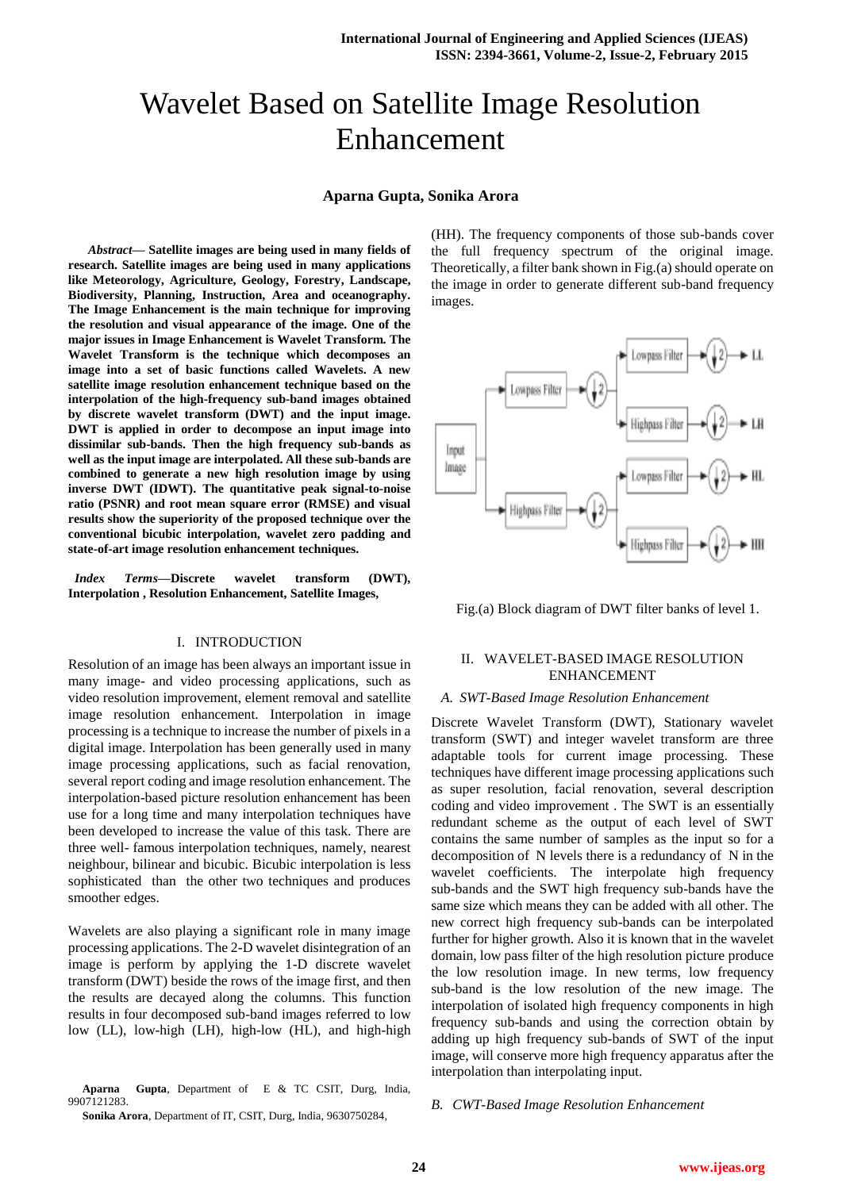# Wavelet Based on Satellite Image Resolution Enhancement

**Aparna Gupta, Sonika Arora**

***Abstract*— Satellite images are being used in many fields of research. Satellite images are being used in many applications like Meteorology, Agriculture, Geology, Forestry, Landscape, Biodiversity, Planning, Instruction, Area and oceanography. The Image Enhancement is the main technique for improving the resolution and visual appearance of the image. One of the major issues in Image Enhancement is Wavelet Transform. The Wavelet Transform is the technique which decomposes an image into a set of basic functions called Wavelets. A new satellite image resolution enhancement technique based on the interpolation of the high-frequency sub-band images obtained by discrete wavelet transform (DWT) and the input image. DWT is applied in order to decompose an input image into dissimilar sub-bands. Then the high frequency sub-bands as well as the input image are interpolated. All these sub-bands are combined to generate a new high resolution image by using inverse DWT (IDWT). The quantitative peak signal-to-noise ratio (PSNR) and root mean square error (RMSE) and visual results show the superiority of the proposed technique over the conventional bicubic interpolation, wavelet zero padding and state-of-art image resolution enhancement techniques.**

***Index Terms*—Discrete wavelet transform (DWT), Interpolation , Resolution Enhancement, Satellite Images,**

## I. INTRODUCTION

Resolution of an image has been always an important issue in many image- and video processing applications, such as video resolution improvement, element removal and satellite image resolution enhancement. Interpolation in image processing is a technique to increase the number of pixels in a digital image. Interpolation has been generally used in many image processing applications, such as facial renovation, several report coding and image resolution enhancement. The interpolation-based picture resolution enhancement has been use for a long time and many interpolation techniques have been developed to increase the value of this task. There are three well- famous interpolation techniques, namely, nearest neighbour, bilinear and bicubic. Bicubic interpolation is less sophisticated than the other two techniques and produces smoother edges.

Wavelets are also playing a significant role in many image processing applications. The 2-D wavelet disintegration of an image is perform by applying the 1-D discrete wavelet transform (DWT) beside the rows of the image first, and then the results are decayed along the columns. This function results in four decomposed sub-band images referred to low low (LL), low-high (LH), high-low (HL), and high-high (HH). The frequency components of those sub-bands cover the full frequency spectrum of the original image. Theoretically, a filter bank shown in Fig.(a) should operate on the image in order to generate different sub-band frequency images.

Fig.(a) Block diagram of DWT filter banks of level 1.

## II. WAVELET-BASED IMAGE RESOLUTION ENHANCEMENT

### *A. SWT-Based Image Resolution Enhancement*

Discrete Wavelet Transform (DWT), Stationary wavelet transform (SWT) and integer wavelet transform are three adaptable tools for current image processing. These techniques have different image processing applications such as super resolution, facial renovation, several description coding and video improvement . The SWT is an essentially redundant scheme as the output of each level of SWT contains the same number of samples as the input so for a decomposition of N levels there is a redundancy of N in the wavelet coefficients. The interpolate high frequency sub-bands and the SWT high frequency sub-bands have the same size which means they can be added with all other. The new correct high frequency sub-bands can be interpolated further for higher growth. Also it is known that in the wavelet domain, low pass filter of the high resolution picture produce the low resolution image. In new terms, low frequency sub-band is the low resolution of the new image. The interpolation of isolated high frequency components in high frequency sub-bands and using the correction obtain by adding up high frequency sub-bands of SWT of the input image, will conserve more high frequency apparatus after the interpolation than interpolating input.

### *B. CWT-Based Image Resolution Enhancement*

**Aparna Gupta**, Department of E & TC CSIT, Durg, India, 9907121283.

**Sonika Arora**, Department of IT, CSIT, Durg, India, 9630750284,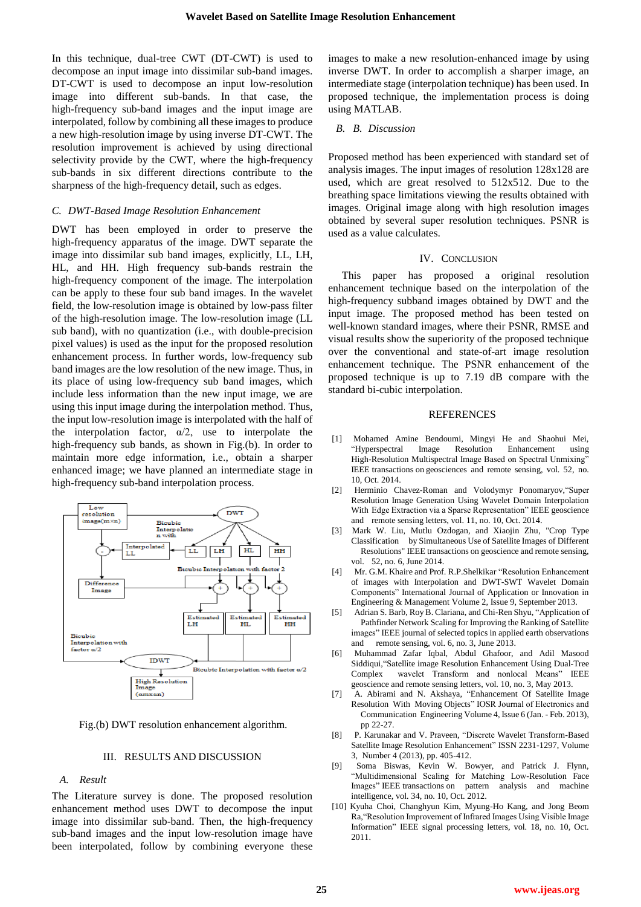In this technique, dual-tree CWT (DT-CWT) is used to decompose an input image into dissimilar sub-band images. DT-CWT is used to decompose an input low-resolution image into different sub-bands. In that case, the high-frequency sub-band images and the input image are interpolated, follow by combining all these images to produce a new high-resolution image by using inverse DT-CWT. The resolution improvement is achieved by using directional selectivity provide by the CWT, where the high-frequency sub-bands in six different directions contribute to the sharpness of the high-frequency detail, such as edges.

### C. DWT-Based Image Resolution Enhancement

DWT has been employed in order to preserve the high-frequency apparatus of the image. DWT separate the image into dissimilar sub band images, explicitly, LL, LH, HL, and HH. High frequency sub-bands restrain the high-frequency component of the image. The interpolation can be apply to these four sub band images. In the wavelet field, the low-resolution image is obtained by low-pass filter of the high-resolution image. The low-resolution image (LL sub band), with no quantization (i.e., with double-precision pixel values) is used as the input for the proposed resolution enhancement process. In further words, low-frequency sub band images are the low resolution of the new image. Thus, in its place of using low-frequency sub band images, which include less information than the new input image, we are using this input image during the interpolation method. Thus, the input low-resolution image is interpolated with the half of the interpolation factor, $\alpha/2$, use to interpolate the high-frequency sub bands, as shown in Fig.(b). In order to maintain more edge information, i.e., obtain a sharper enhanced image; we have planned an intermediate stage in high-frequency sub-band interpolation process.

Fig.(b) DWT resolution enhancement algorithm.

## III. RESULTS AND DISCUSSION

### A. Result

The Literature survey is done. The proposed resolution enhancement method uses DWT to decompose the input image into dissimilar sub-band. Then, the high-frequency sub-band images and the input low-resolution image have been interpolated, follow by combining everyone these images to make a new resolution-enhanced image by using inverse DWT. In order to accomplish a sharper image, an intermediate stage (interpolation technique) has been used. In proposed technique, the implementation process is doing using MATLAB.

### B. B. Discussion

Proposed method has been experienced with standard set of analysis images. The input images of resolution 128x128 are used, which are great resolved to 512x512. Due to the breathing space limitations viewing the results obtained with images. Original image along with high resolution images obtained by several super resolution techniques. PSNR is used as a value calculates.

## IV. CONCLUSION

This paper has proposed a original resolution enhancement technique based on the interpolation of the high-frequency subband images obtained by DWT and the input image. The proposed method has been tested on well-known standard images, where their PSNR, RMSE and visual results show the superiority of the proposed technique over the conventional and state-of-art image resolution enhancement technique. The PSNR enhancement of the proposed technique is up to 7.19 dB compare with the standard bi-cubic interpolation.

## REFERENCES

[1] Mohamed Amine Bendoumi, Mingyi He and Shaohui Mei, "Hyperspectral Image Resolution Enhancement using High-Resolution Multispectral Image Based on Spectral Unmixing" IEEE transactions on geosciences and remote sensing, vol. 52, no. 10, Oct. 2014.

[2] Herminio Chavez-Roman and Volodymyr Ponomaryov,"Super Resolution Image Generation Using Wavelet Domain Interpolation With Edge Extraction via a Sparse Representation" IEEE geoscience and remote sensing letters, vol. 11, no. 10, Oct. 2014.

[3] Mark W. Liu, Mutlu Ozdogan, and Xiaojin Zhu, "Crop Type Classification by Simultaneous Use of Satellite Images of Different Resolutions" IEEE transactions on geoscience and remote sensing, vol. 52, no. 6, June 2014.

[4] Mr. G.M. Khaire and Prof. R.P.Shelkikar "Resolution Enhancement of images with Interpolation and DWT-SWT Wavelet Domain Components" International Journal of Application or Innovation in Engineering & Management Volume 2, Issue 9, September 2013.

[5] Adrian S. Barb, Roy B. Clariana, and Chi-Ren Shyu, "Application of Pathfinder Network Scaling for Improving the Ranking of Satellite images" IEEE journal of selected topics in applied earth observations and remote sensing, vol. 6, no. 3, June 2013.

[6] Muhammad Zafar Iqbal, Abdul Ghafoor, and Adil Masood Siddiqui,"Satellite image Resolution Enhancement Using Dual-Tree Complex wavelet Transform and nonlocal Means" IEEE geoscience and remote sensing letters, vol. 10, no. 3, May 2013.

[7] A. Abirami and N. Akshaya, "Enhancement Of Satellite Image Resolution With Moving Objects" IOSR Journal of Electronics and Communication Engineering Volume 4, Issue 6 (Jan. - Feb. 2013), pp 22-27.

[8] P. Karunakar and V. Praveen, "Discrete Wavelet Transform-Based Satellite Image Resolution Enhancement" ISSN 2231-1297, Volume 3, Number 4 (2013), pp. 405-412.

[9] Soma Biswas, Kevin W. Bowyer, and Patrick J. Flynn, "Multidimensional Scaling for Matching Low-Resolution Face Images" IEEE transactions on pattern analysis and machine intelligence, vol. 34, no. 10, Oct. 2012.

[10] Kyuha Choi, Changhyun Kim, Myung-Ho Kang, and Jong Beom Ra,"Resolution Improvement of Infrared Images Using Visible Image Information" IEEE signal processing letters, vol. 18, no. 10, Oct. 2011.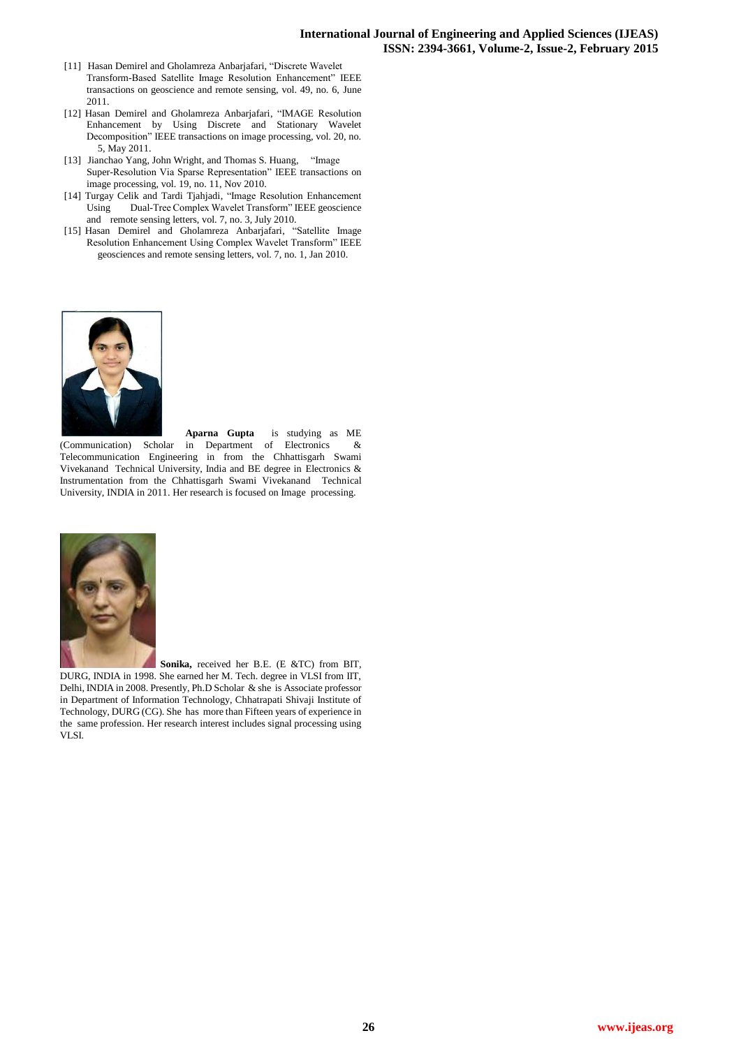[11] Hasan Demirel and Gholamreza Anbarjafari, "Discrete Wavelet Transform-Based Satellite Image Resolution Enhancement" IEEE transactions on geoscience and remote sensing, vol. 49, no. 6, June 2011.

[12] Hasan Demirel and Gholamreza Anbarjafari, "IMAGE Resolution Enhancement by Using Discrete and Stationary Wavelet Decomposition" IEEE transactions on image processing, vol. 20, no. 5, May 2011.

[13] Jianchao Yang, John Wright, and Thomas S. Huang, "Image Super-Resolution Via Sparse Representation" IEEE transactions on image processing, vol. 19, no. 11, Nov 2010.

[14] Turgay Celik and Tardi Tjahjadi, "Image Resolution Enhancement Using Dual-Tree Complex Wavelet Transform" IEEE geoscience and remote sensing letters, vol. 7, no. 3, July 2010.

[15] Hasan Demirel and Gholamreza Anbarjafari, "Satellite Image Resolution Enhancement Using Complex Wavelet Transform" IEEE geosciences and remote sensing letters, vol. 7, no. 1, Jan 2010.

**Aparna Gupta** is studying as ME (Communication) Scholar in Department of Electronics & Telecommunication Engineering in from the Chhattisgarh Swami Vivekanand Technical University, India and BE degree in Electronics & Instrumentation from the Chhattisgarh Swami Vivekanand Technical University, INDIA in 2011. Her research is focused on Image processing.

**Sonika,** received her B.E. (E &TC) from BIT, DURG, INDIA in 1998. She earned her M. Tech. degree in VLSI from IIT, Delhi, INDIA in 2008. Presently, Ph.D Scholar & she is Associate professor in Department of Information Technology, Chhatrapati Shivaji Institute of Technology, DURG (CG). She has more than Fifteen years of experience in the same profession. Her research interest includes signal processing using VLSI.